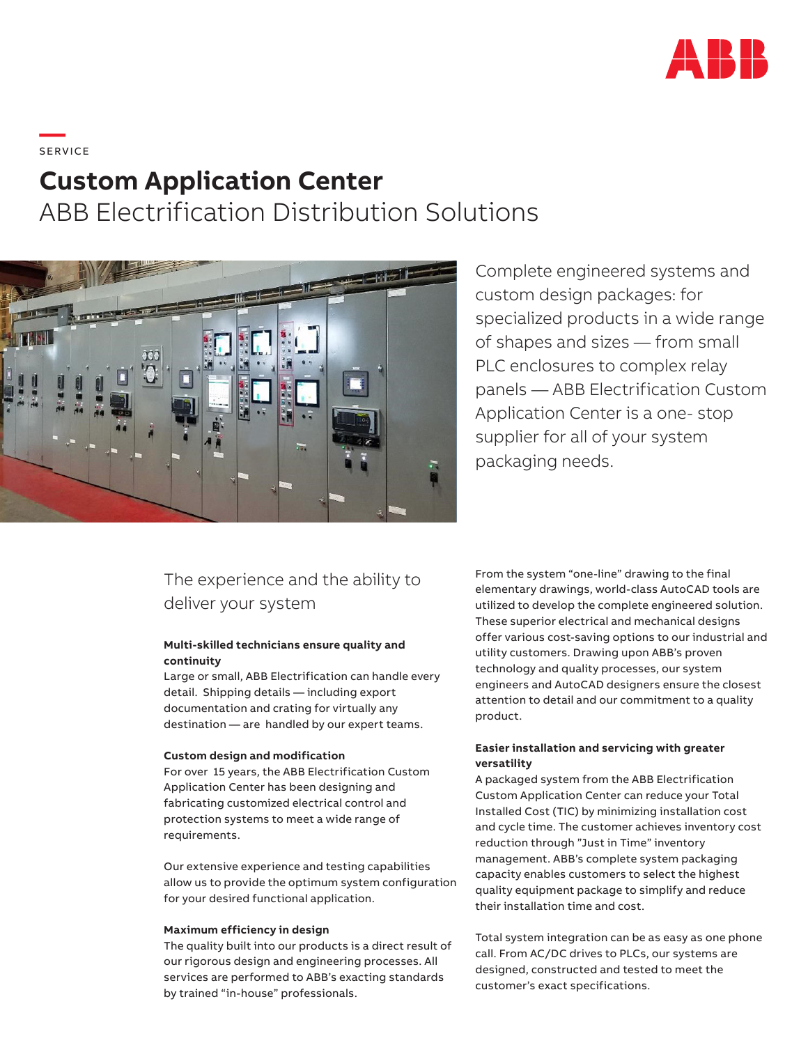SERVICE

# Custom Application Center

## ABB Electrification Distribution Solutions

Complete engineered systems and custom design packages: for specialized products in a wide range of shapes and sizes — from small PLC enclosures to complex relay panels — ABB Electrification Custom Application Center is a one- stop supplier for all of your system packaging needs.

## The experience and the ability to deliver your system

**Multi-skilled technicians ensure quality and continuity**

Large or small, ABB Electrification can handle every detail. Shipping details — including export documentation and crating for virtually any destination — are handled by our expert teams.

**Custom design and modification**

For over 15 years, the ABB Electrification Custom Application Center has been designing and fabricating customized electrical control and protection systems to meet a wide range of requirements.

Our extensive experience and testing capabilities allow us to provide the optimum system configuration for your desired functional application.

**Maximum efficiency in design**

The quality built into our products is a direct result of our rigorous design and engineering processes. All services are performed to ABB's exacting standards by trained "in-house" professionals.

From the system "one-line" drawing to the final elementary drawings, world-class AutoCAD tools are utilized to develop the complete engineered solution. These superior electrical and mechanical designs offer various cost-saving options to our industrial and utility customers. Drawing upon ABB's proven technology and quality processes, our system engineers and AutoCAD designers ensure the closest attention to detail and our commitment to a quality product.

**Easier installation and servicing with greater versatility**

A packaged system from the ABB Electrification Custom Application Center can reduce your Total Installed Cost (TIC) by minimizing installation cost and cycle time. The customer achieves inventory cost reduction through "Just in Time" inventory management. ABB's complete system packaging capacity enables customers to select the highest quality equipment package to simplify and reduce their installation time and cost.

Total system integration can be as easy as one phone call. From AC/DC drives to PLCs, our systems are designed, constructed and tested to meet the customer's exact specifications.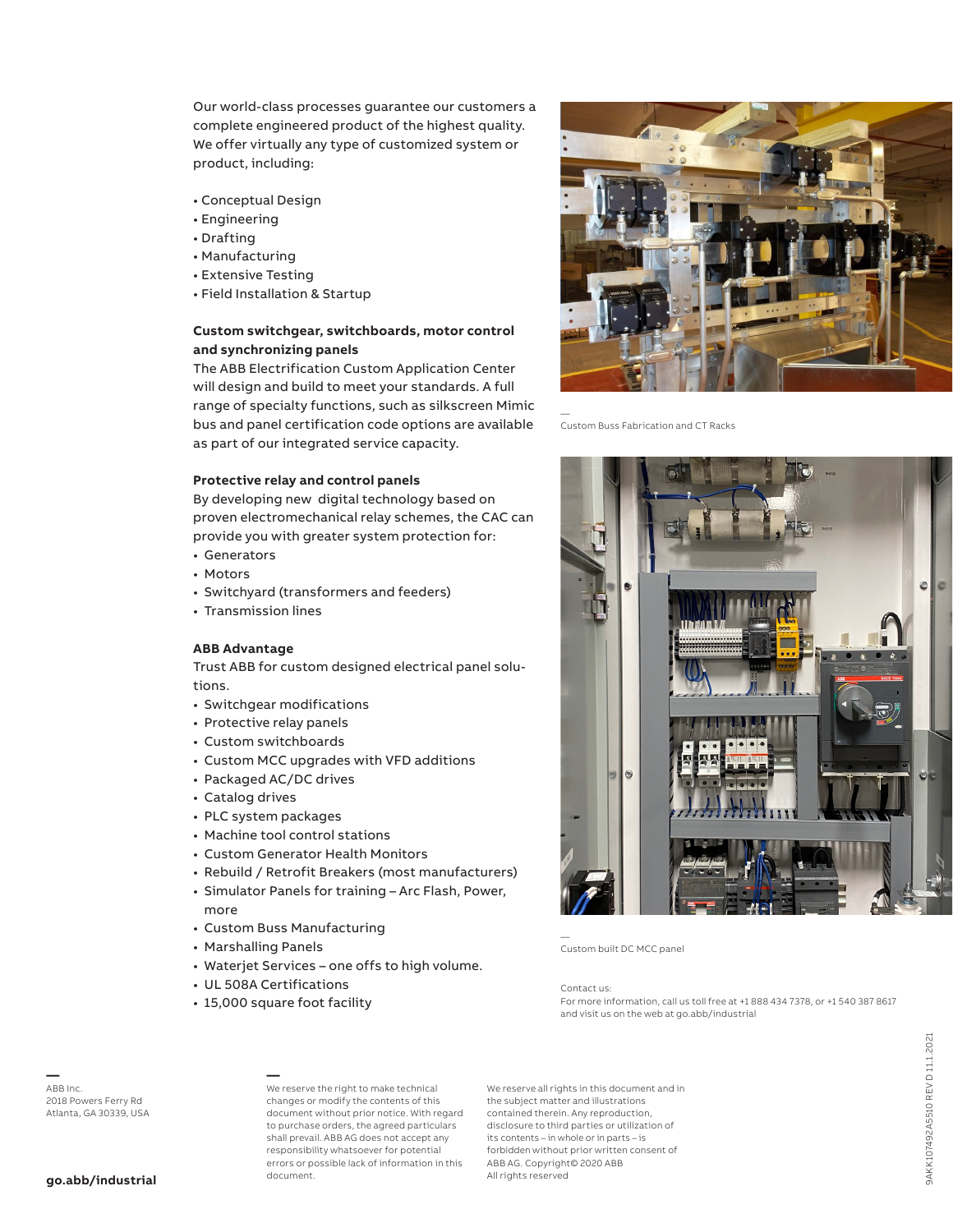Our world-class processes guarantee our customers a complete engineered product of the highest quality. We offer virtually any type of customized system or product, including:

- Conceptual Design
- Engineering
- Drafting
- Manufacturing
- Extensive Testing
- Field Installation & Startup

**Custom switchgear, switchboards, motor control and synchronizing panels**

The ABB Electrification Custom Application Center will design and build to meet your standards. A full range of specialty functions, such as silkscreen Mimic bus and panel certification code options are available as part of our integrated service capacity.

**Protective relay and control panels**

By developing new digital technology based on proven electromechanical relay schemes, the CAC can provide you with greater system protection for:

- Generators
- Motors
- Switchyard (transformers and feeders)
- Transmission lines

**ABB Advantage**

Trust ABB for custom designed electrical panel solutions.

- Switchgear modifications
- Protective relay panels
- Custom switchboards
- Custom MCC upgrades with VFD additions
- Packaged AC/DC drives
- Catalog drives
- PLC system packages
- Machine tool control stations
- Custom Generator Health Monitors
- Rebuild / Retrofit Breakers (most manufacturers)
- Simulator Panels for training – Arc Flash, Power, more
- Custom Buss Manufacturing
- Marshalling Panels
- Waterjet Services – one offs to high volume.
- UL 508A Certifications
- 15,000 square foot facility

Custom Buss Fabrication and CT Racks

Custom built DC MCC panel

Contact us:
For more information, call us toll free at +1 888 434 7378, or +1 540 387 8617 and visit us on the web at go.abb/industrial

ABB Inc.
2018 Powers Ferry Rd
Atlanta, GA 30339, USA

**go.abb/industrial**

We reserve the right to make technical changes or modify the contents of this document without prior notice. With regard to purchase orders, the agreed particulars shall prevail. ABB AG does not accept any responsibility whatsoever for potential errors or possible lack of information in this document.

We reserve all rights in this document and in the subject matter and illustrations contained therein. Any reproduction, disclosure to third parties or utilization of its contents – in whole or in parts – is forbidden without prior written consent of ABB AG. Copyright© 2020 ABB
All rights reserved

9AKK107492A5510 REV D 11.2021